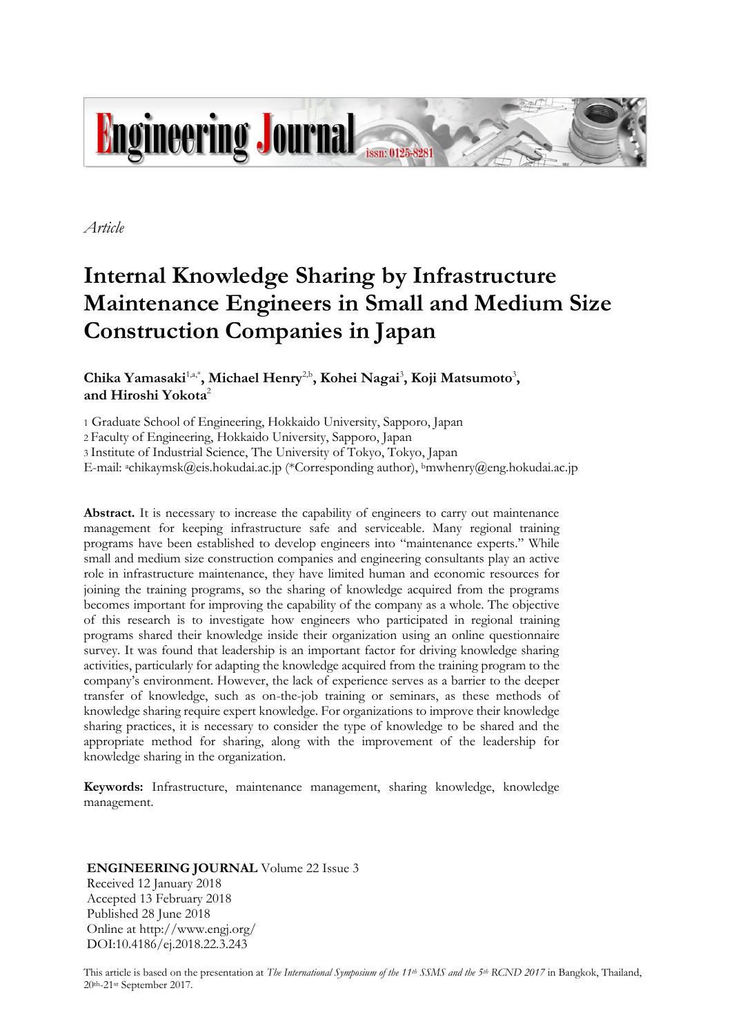*Article*

# Internal Knowledge Sharing by Infrastructure Maintenance Engineers in Small and Medium Size Construction Companies in Japan

**Chika Yamasaki**[1,a,*], **Michael Henry**[2,b], **Kohei Nagai**[3], **Koji Matsumoto**[3], **and Hiroshi Yokota**[2]

1 Graduate School of Engineering, Hokkaido University, Sapporo, Japan
2 Faculty of Engineering, Hokkaido University, Sapporo, Japan
3 Institute of Industrial Science, The University of Tokyo, Tokyo, Japan
E-mail: [a]chikaymsk@eis.hokudai.ac.jp (*Corresponding author), [b]mwhenry@eng.hokudai.ac.jp

**Abstract.** It is necessary to increase the capability of engineers to carry out maintenance management for keeping infrastructure safe and serviceable. Many regional training programs have been established to develop engineers into "maintenance experts." While small and medium size construction companies and engineering consultants play an active role in infrastructure maintenance, they have limited human and economic resources for joining the training programs, so the sharing of knowledge acquired from the programs becomes important for improving the capability of the company as a whole. The objective of this research is to investigate how engineers who participated in regional training programs shared their knowledge inside their organization using an online questionnaire survey. It was found that leadership is an important factor for driving knowledge sharing activities, particularly for adapting the knowledge acquired from the training program to the company's environment. However, the lack of experience serves as a barrier to the deeper transfer of knowledge, such as on-the-job training or seminars, as these methods of knowledge sharing require expert knowledge. For organizations to improve their knowledge sharing practices, it is necessary to consider the type of knowledge to be shared and the appropriate method for sharing, along with the improvement of the leadership for knowledge sharing in the organization.

**Keywords:** Infrastructure, maintenance management, sharing knowledge, knowledge management.

**ENGINEERING JOURNAL** Volume 22 Issue 3
Received 12 January 2018
Accepted 13 February 2018
Published 28 June 2018
Online at http://www.engj.org/
DOI:10.4186/ej.2018.22.3.243

This article is based on the presentation at *The International Symposium of the 11th SSMS and the 5th RCND 2017* in Bangkok, Thailand, 20th-21st September 2017.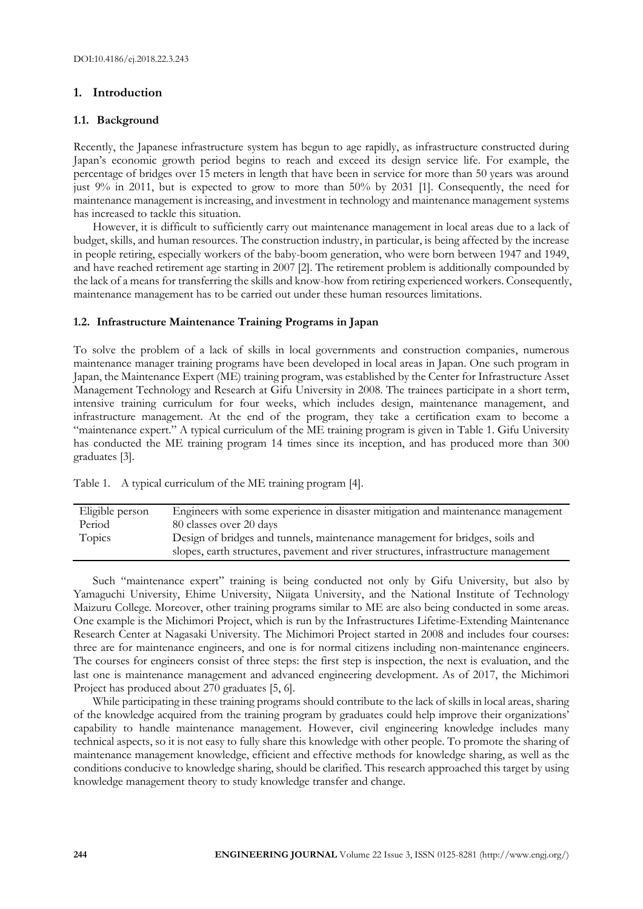## 1. Introduction

### 1.1. Background

Recently, the Japanese infrastructure system has begun to age rapidly, as infrastructure constructed during Japan's economic growth period begins to reach and exceed its design service life. For example, the percentage of bridges over 15 meters in length that have been in service for more than 50 years was around just 9% in 2011, but is expected to grow to more than 50% by 2031 [1]. Consequently, the need for maintenance management is increasing, and investment in technology and maintenance management systems has increased to tackle this situation.

However, it is difficult to sufficiently carry out maintenance management in local areas due to a lack of budget, skills, and human resources. The construction industry, in particular, is being affected by the increase in people retiring, especially workers of the baby-boom generation, who were born between 1947 and 1949, and have reached retirement age starting in 2007 [2]. The retirement problem is additionally compounded by the lack of a means for transferring the skills and know-how from retiring experienced workers. Consequently, maintenance management has to be carried out under these human resources limitations.

### 1.2. Infrastructure Maintenance Training Programs in Japan

To solve the problem of a lack of skills in local governments and construction companies, numerous maintenance manager training programs have been developed in local areas in Japan. One such program in Japan, the Maintenance Expert (ME) training program, was established by the Center for Infrastructure Asset Management Technology and Research at Gifu University in 2008. The trainees participate in a short term, intensive training curriculum for four weeks, which includes design, maintenance management, and infrastructure management. At the end of the program, they take a certification exam to become a "maintenance expert." A typical curriculum of the ME training program is given in Table 1. Gifu University has conducted the ME training program 14 times since its inception, and has produced more than 300 graduates [3].

Table 1. A typical curriculum of the ME training program [4].

| | |
|---|---|
| Eligible person | Engineers with some experience in disaster mitigation and maintenance management |
| Period | 80 classes over 20 days |
| Topics | Design of bridges and tunnels, maintenance management for bridges, soils and slopes, earth structures, pavement and river structures, infrastructure management |

Such "maintenance expert" training is being conducted not only by Gifu University, but also by Yamaguchi University, Ehime University, Niigata University, and the National Institute of Technology Maizuru College. Moreover, other training programs similar to ME are also being conducted in some areas. One example is the Michimori Project, which is run by the Infrastructures Lifetime-Extending Maintenance Research Center at Nagasaki University. The Michimori Project started in 2008 and includes four courses: three are for maintenance engineers, and one is for normal citizens including non-maintenance engineers. The courses for engineers consist of three steps: the first step is inspection, the next is evaluation, and the last one is maintenance management and advanced engineering development. As of 2017, the Michimori Project has produced about 270 graduates [5, 6].

While participating in these training programs should contribute to the lack of skills in local areas, sharing of the knowledge acquired from the training program by graduates could help improve their organizations' capability to handle maintenance management. However, civil engineering knowledge includes many technical aspects, so it is not easy to fully share this knowledge with other people. To promote the sharing of maintenance management knowledge, efficient and effective methods for knowledge sharing, as well as the conditions conducive to knowledge sharing, should be clarified. This research approached this target by using knowledge management theory to study knowledge transfer and change.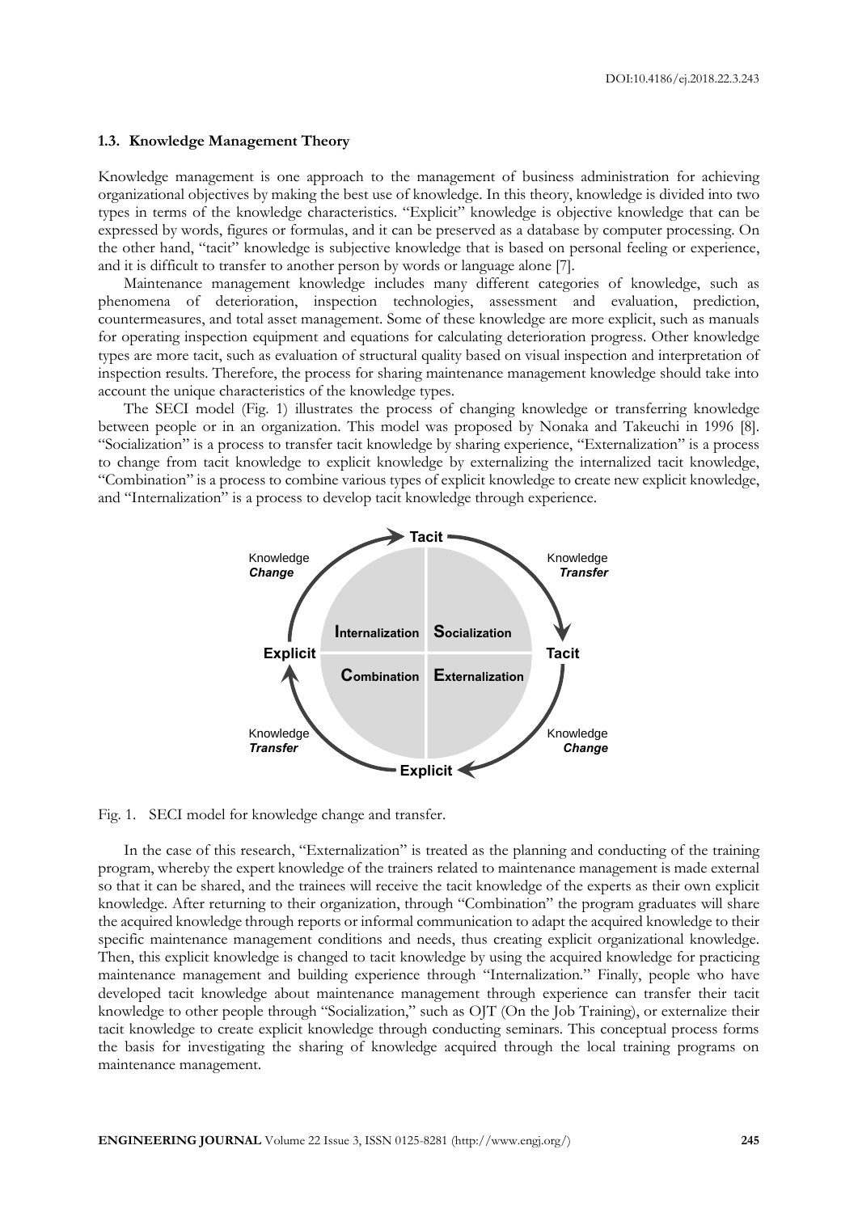### 1.3. Knowledge Management Theory

Knowledge management is one approach to the management of business administration for achieving organizational objectives by making the best use of knowledge. In this theory, knowledge is divided into two types in terms of the knowledge characteristics. "Explicit" knowledge is objective knowledge that can be expressed by words, figures or formulas, and it can be preserved as a database by computer processing. On the other hand, "tacit" knowledge is subjective knowledge that is based on personal feeling or experience, and it is difficult to transfer to another person by words or language alone [7].

Maintenance management knowledge includes many different categories of knowledge, such as phenomena of deterioration, inspection technologies, assessment and evaluation, prediction, countermeasures, and total asset management. Some of these knowledge are more explicit, such as manuals for operating inspection equipment and equations for calculating deterioration progress. Other knowledge types are more tacit, such as evaluation of structural quality based on visual inspection and interpretation of inspection results. Therefore, the process for sharing maintenance management knowledge should take into account the unique characteristics of the knowledge types.

The SECI model (Fig. 1) illustrates the process of changing knowledge or transferring knowledge between people or in an organization. This model was proposed by Nonaka and Takeuchi in 1996 [8]. "Socialization" is a process to transfer tacit knowledge by sharing experience, "Externalization" is a process to change from tacit knowledge to explicit knowledge by externalizing the internalized tacit knowledge, "Combination" is a process to combine various types of explicit knowledge to create new explicit knowledge, and "Internalization" is a process to develop tacit knowledge through experience.

Tacit
Knowledge *Change*
Knowledge *Transfer*
Internalization
Socialization
Explicit
Tacit
Combination
Externalization
Knowledge *Transfer*
Knowledge *Change*
Explicit

Fig. 1. SECI model for knowledge change and transfer.

In the case of this research, "Externalization" is treated as the planning and conducting of the training program, whereby the expert knowledge of the trainers related to maintenance management is made external so that it can be shared, and the trainees will receive the tacit knowledge of the experts as their own explicit knowledge. After returning to their organization, through "Combination" the program graduates will share the acquired knowledge through reports or informal communication to adapt the acquired knowledge to their specific maintenance management conditions and needs, thus creating explicit organizational knowledge. Then, this explicit knowledge is changed to tacit knowledge by using the acquired knowledge for practicing maintenance management and building experience through "Internalization." Finally, people who have developed tacit knowledge about maintenance management through experience can transfer their tacit knowledge to other people through "Socialization," such as OJT (On the Job Training), or externalize their tacit knowledge to create explicit knowledge through conducting seminars. This conceptual process forms the basis for investigating the sharing of knowledge acquired through the local training programs on maintenance management.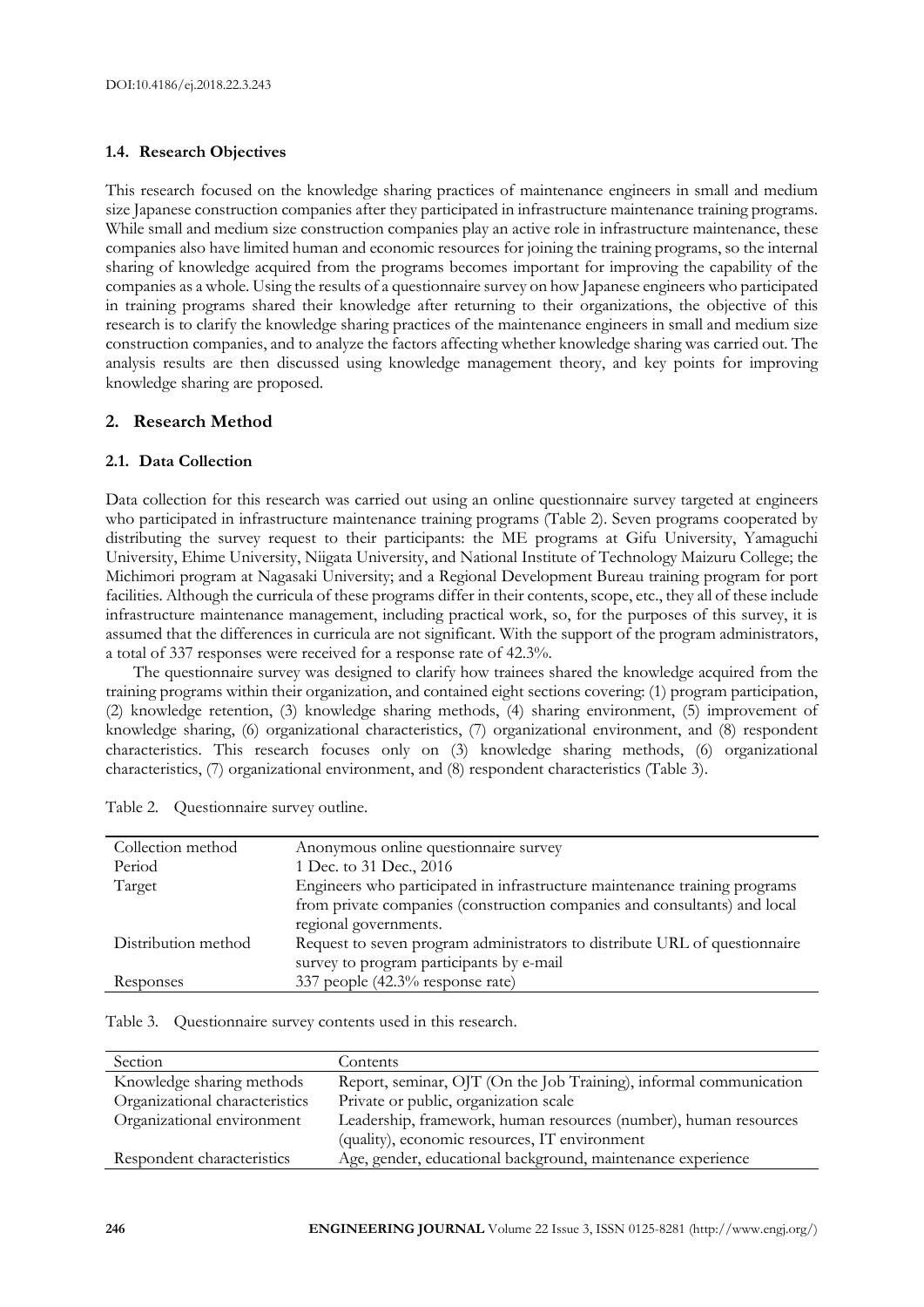### 1.4. Research Objectives

This research focused on the knowledge sharing practices of maintenance engineers in small and medium size Japanese construction companies after they participated in infrastructure maintenance training programs. While small and medium size construction companies play an active role in infrastructure maintenance, these companies also have limited human and economic resources for joining the training programs, so the internal sharing of knowledge acquired from the programs becomes important for improving the capability of the companies as a whole. Using the results of a questionnaire survey on how Japanese engineers who participated in training programs shared their knowledge after returning to their organizations, the objective of this research is to clarify the knowledge sharing practices of the maintenance engineers in small and medium size construction companies, and to analyze the factors affecting whether knowledge sharing was carried out. The analysis results are then discussed using knowledge management theory, and key points for improving knowledge sharing are proposed.

## 2. Research Method

### 2.1. Data Collection

Data collection for this research was carried out using an online questionnaire survey targeted at engineers who participated in infrastructure maintenance training programs (Table 2). Seven programs cooperated by distributing the survey request to their participants: the ME programs at Gifu University, Yamaguchi University, Ehime University, Niigata University, and National Institute of Technology Maizuru College; the Michimori program at Nagasaki University; and a Regional Development Bureau training program for port facilities. Although the curricula of these programs differ in their contents, scope, etc., they all of these include infrastructure maintenance management, including practical work, so, for the purposes of this survey, it is assumed that the differences in curricula are not significant. With the support of the program administrators, a total of 337 responses were received for a response rate of 42.3%.

The questionnaire survey was designed to clarify how trainees shared the knowledge acquired from the training programs within their organization, and contained eight sections covering: (1) program participation, (2) knowledge retention, (3) knowledge sharing methods, (4) sharing environment, (5) improvement of knowledge sharing, (6) organizational characteristics, (7) organizational environment, and (8) respondent characteristics. This research focuses only on (3) knowledge sharing methods, (6) organizational characteristics, (7) organizational environment, and (8) respondent characteristics (Table 3).

Table 2. Questionnaire survey outline.

| | |
|---|---|
| Collection method | Anonymous online questionnaire survey |
| Period | 1 Dec. to 31 Dec., 2016 |
| Target | Engineers who participated in infrastructure maintenance training programs from private companies (construction companies and consultants) and local regional governments. |
| Distribution method | Request to seven program administrators to distribute URL of questionnaire survey to program participants by e-mail |
| Responses | 337 people (42.3% response rate) |

Table 3. Questionnaire survey contents used in this research.

| Section | Contents |
|---|---|
| Knowledge sharing methods | Report, seminar, OJT (On the Job Training), informal communication |
| Organizational characteristics | Private or public, organization scale |
| Organizational environment | Leadership, framework, human resources (number), human resources (quality), economic resources, IT environment |
| Respondent characteristics | Age, gender, educational background, maintenance experience |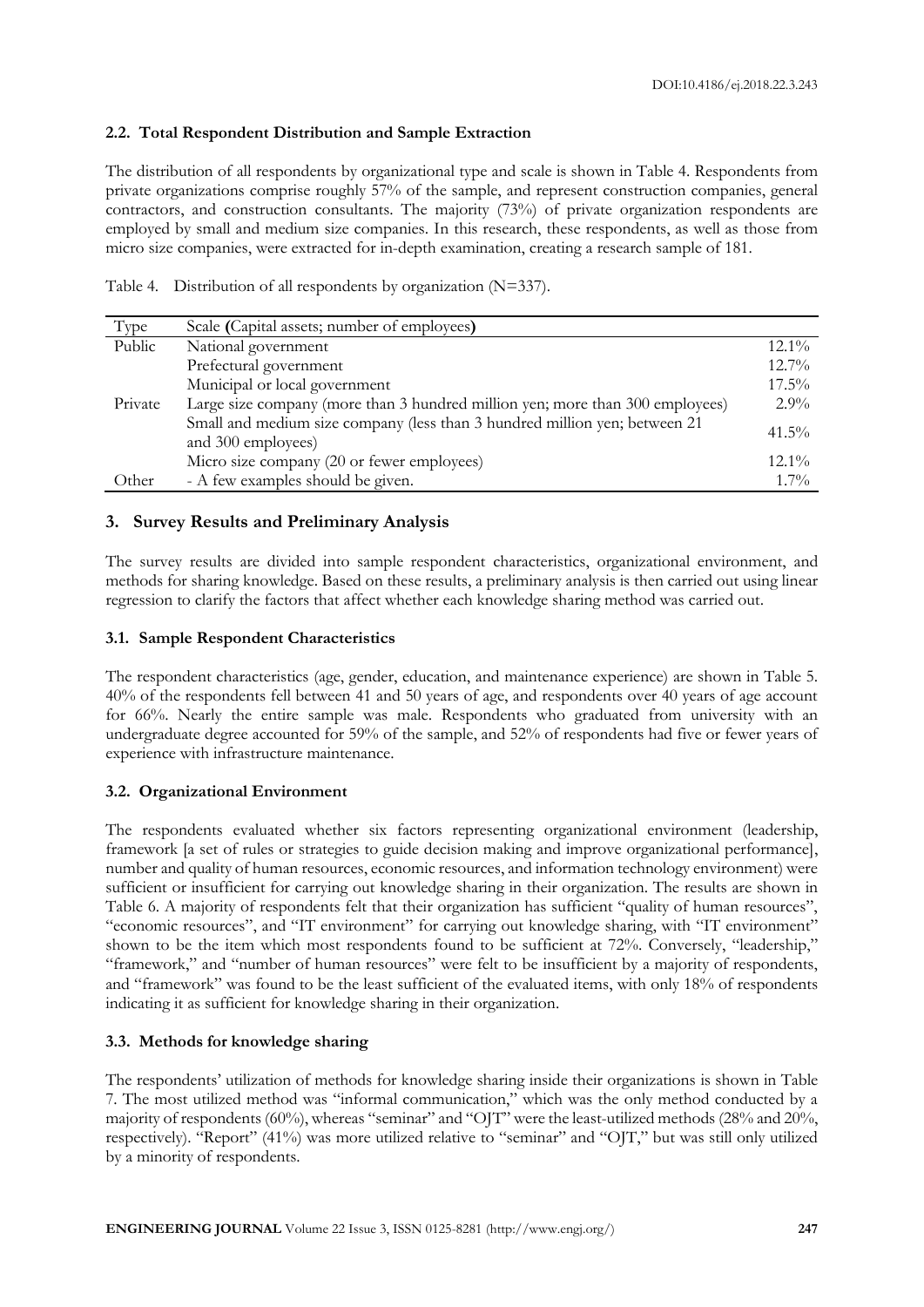### 2.2. Total Respondent Distribution and Sample Extraction

The distribution of all respondents by organizational type and scale is shown in Table 4. Respondents from private organizations comprise roughly 57% of the sample, and represent construction companies, general contractors, and construction consultants. The majority (73%) of private organization respondents are employed by small and medium size companies. In this research, these respondents, as well as those from micro size companies, were extracted for in-depth examination, creating a research sample of 181.

Table 4. Distribution of all respondents by organization (N=337).

| Type | Scale **(**Capital assets; number of employees**)** | |
|---|---|---|
| Public | National government | 12.1% |
| | Prefectural government | 12.7% |
| | Municipal or local government | 17.5% |
| Private | Large size company (more than 3 hundred million yen; more than 300 employees) | 2.9% |
| | Small and medium size company (less than 3 hundred million yen; between 21 and 300 employees) | 41.5% |
| | Micro size company (20 or fewer employees) | 12.1% |
| Other | - A few examples should be given. | 1.7% |

## 3. Survey Results and Preliminary Analysis

The survey results are divided into sample respondent characteristics, organizational environment, and methods for sharing knowledge. Based on these results, a preliminary analysis is then carried out using linear regression to clarify the factors that affect whether each knowledge sharing method was carried out.

### 3.1. Sample Respondent Characteristics

The respondent characteristics (age, gender, education, and maintenance experience) are shown in Table 5. 40% of the respondents fell between 41 and 50 years of age, and respondents over 40 years of age account for 66%. Nearly the entire sample was male. Respondents who graduated from university with an undergraduate degree accounted for 59% of the sample, and 52% of respondents had five or fewer years of experience with infrastructure maintenance.

### 3.2. Organizational Environment

The respondents evaluated whether six factors representing organizational environment (leadership, framework [a set of rules or strategies to guide decision making and improve organizational performance], number and quality of human resources, economic resources, and information technology environment) were sufficient or insufficient for carrying out knowledge sharing in their organization. The results are shown in Table 6. A majority of respondents felt that their organization has sufficient "quality of human resources", "economic resources", and "IT environment" for carrying out knowledge sharing, with "IT environment" shown to be the item which most respondents found to be sufficient at 72%. Conversely, "leadership," "framework," and "number of human resources" were felt to be insufficient by a majority of respondents, and "framework" was found to be the least sufficient of the evaluated items, with only 18% of respondents indicating it as sufficient for knowledge sharing in their organization.

### 3.3. Methods for knowledge sharing

The respondents' utilization of methods for knowledge sharing inside their organizations is shown in Table 7. The most utilized method was "informal communication," which was the only method conducted by a majority of respondents (60%), whereas "seminar" and "OJT" were the least-utilized methods (28% and 20%, respectively). "Report" (41%) was more utilized relative to "seminar" and "OJT," but was still only utilized by a minority of respondents.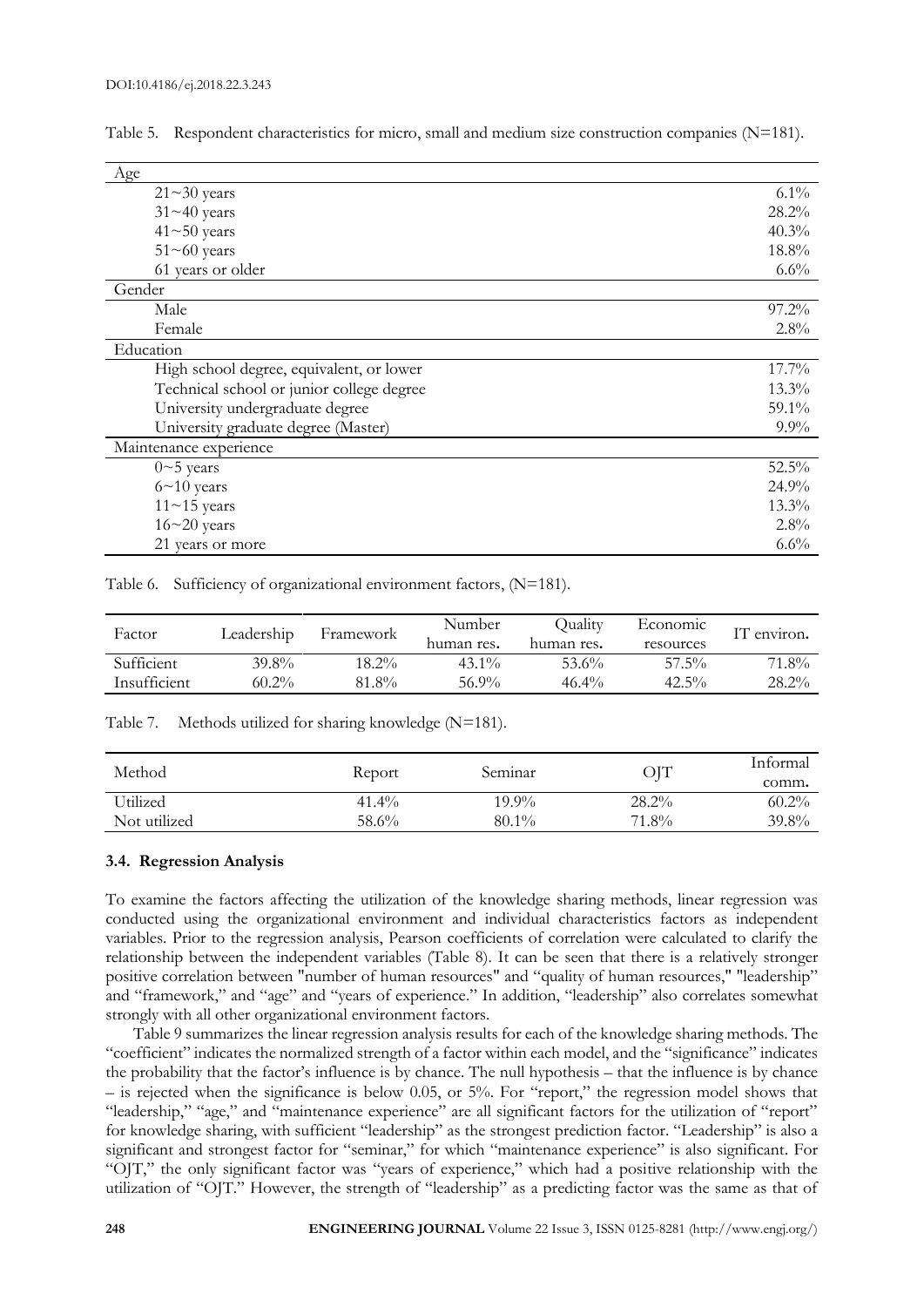Table 5. Respondent characteristics for micro, small and medium size construction companies (N=181).

| Age | |
|---|---|
| 21~30 years | 6.1% |
| 31~40 years | 28.2% |
| 41~50 years | 40.3% |
| 51~60 years | 18.8% |
| 61 years or older | 6.6% |
| **Gender** | |
| Male | 97.2% |
| Female | 2.8% |
| **Education** | |
| High school degree, equivalent, or lower | 17.7% |
| Technical school or junior college degree | 13.3% |
| University undergraduate degree | 59.1% |
| University graduate degree (Master) | 9.9% |
| **Maintenance experience** | |
| 0~5 years | 52.5% |
| 6~10 years | 24.9% |
| 11~15 years | 13.3% |
| 16~20 years | 2.8% |
| 21 years or more | 6.6% |

Table 6. Sufficiency of organizational environment factors, (N=181).

| Factor | Leadership | Framework | Number human res. | Quality human res. | Economic resources | IT environ. |
|---|---|---|---|---|---|---|
| Sufficient | 39.8% | 18.2% | 43.1% | 53.6% | 57.5% | 71.8% |
| Insufficient | 60.2% | 81.8% | 56.9% | 46.4% | 42.5% | 28.2% |

Table 7. Methods utilized for sharing knowledge (N=181).

| Method | Report | Seminar | OJT | Informal comm. |
|---|---|---|---|---|
| Utilized | 41.4% | 19.9% | 28.2% | 60.2% |
| Not utilized | 58.6% | 80.1% | 71.8% | 39.8% |

### 3.4. Regression Analysis

To examine the factors affecting the utilization of the knowledge sharing methods, linear regression was conducted using the organizational environment and individual characteristics factors as independent variables. Prior to the regression analysis, Pearson coefficients of correlation were calculated to clarify the relationship between the independent variables (Table 8). It can be seen that there is a relatively stronger positive correlation between "number of human resources" and "quality of human resources," "leadership" and "framework," and "age" and "years of experience." In addition, "leadership" also correlates somewhat strongly with all other organizational environment factors.

Table 9 summarizes the linear regression analysis results for each of the knowledge sharing methods. The "coefficient" indicates the normalized strength of a factor within each model, and the "significance" indicates the probability that the factor's influence is by chance. The null hypothesis – that the influence is by chance – is rejected when the significance is below 0.05, or 5%. For "report," the regression model shows that "leadership," "age," and "maintenance experience" are all significant factors for the utilization of "report" for knowledge sharing, with sufficient "leadership" as the strongest prediction factor. "Leadership" is also a significant and strongest factor for "seminar," for which "maintenance experience" is also significant. For "OJT," the only significant factor was "years of experience," which had a positive relationship with the utilization of "OJT." However, the strength of "leadership" as a predicting factor was the same as that of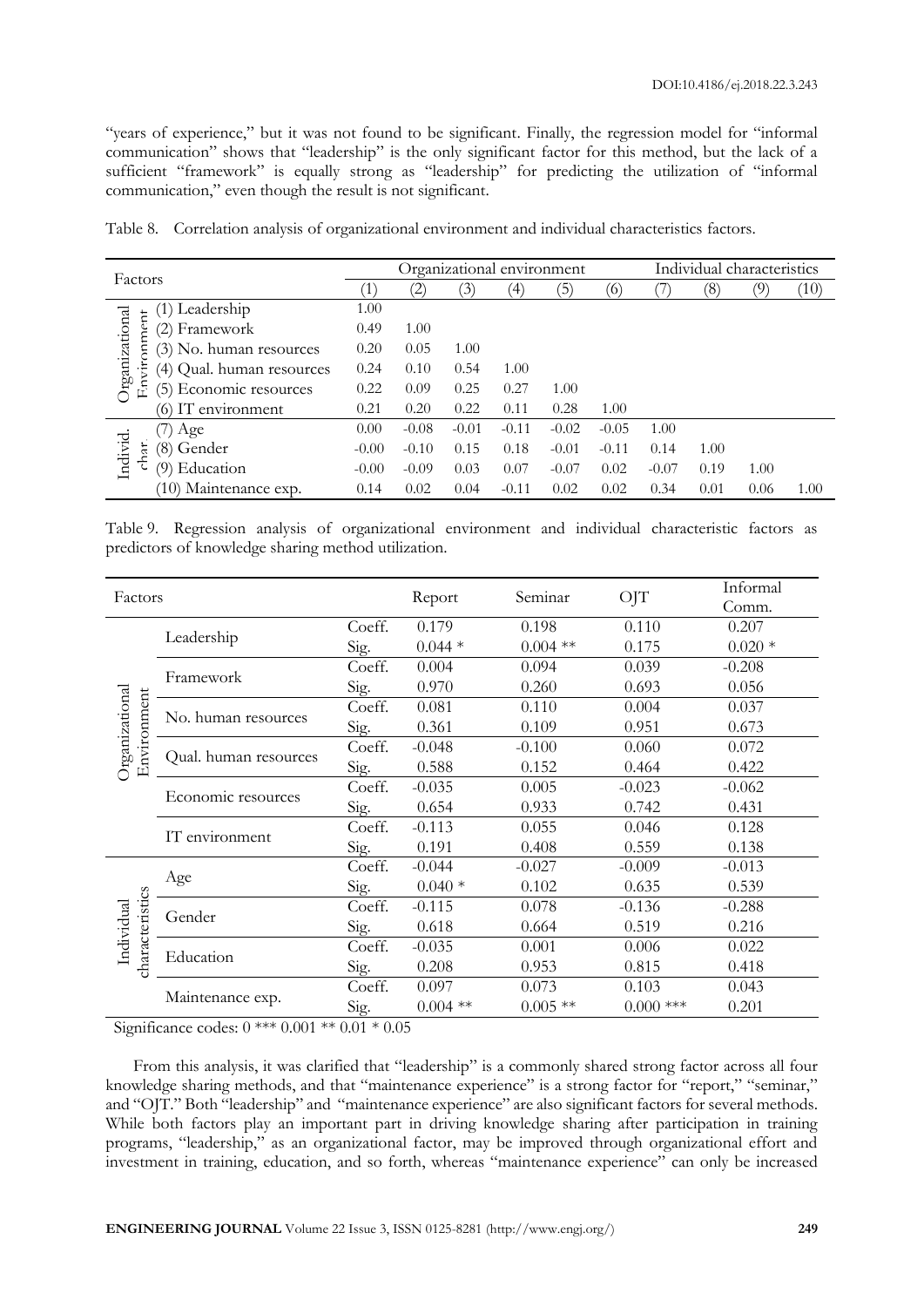"years of experience," but it was not found to be significant. Finally, the regression model for "informal communication" shows that "leadership" is the only significant factor for this method, but the lack of a sufficient "framework" is equally strong as "leadership" for predicting the utilization of "informal communication," even though the result is not significant.

Table 8. Correlation analysis of organizational environment and individual characteristics factors.

| Factors | | Organizational environment | | | | | | Individual characteristics | | | |
|---|---|---|---|---|---|---|---|---|---|---|---|
| | | (1) | (2) | (3) | (4) | (5) | (6) | (7) | (8) | (9) | (10) |
| Organizational Environment | (1) Leadership | 1.00 | | | | | | | | | |
| | (2) Framework | 0.49 | 1.00 | | | | | | | | |
| | (3) No. human resources | 0.20 | 0.05 | 1.00 | | | | | | | |
| | (4) Qual. human resources | 0.24 | 0.10 | 0.54 | 1.00 | | | | | | |
| | (5) Economic resources | 0.22 | 0.09 | 0.25 | 0.27 | 1.00 | | | | | |
| | (6) IT environment | 0.21 | 0.20 | 0.22 | 0.11 | 0.28 | 1.00 | | | | |
| Individ. char | (7) Age | 0.00 | -0.08 | -0.01 | -0.11 | -0.02 | -0.05 | 1.00 | | | |
| | (8) Gender | -0.00 | -0.10 | 0.15 | 0.18 | -0.01 | -0.11 | 0.14 | 1.00 | | |
| | (9) Education | -0.00 | -0.09 | 0.03 | 0.07 | -0.07 | 0.02 | -0.07 | 0.19 | 1.00 | |
| | (10) Maintenance exp. | 0.14 | 0.02 | 0.04 | -0.11 | 0.02 | 0.02 | 0.34 | 0.01 | 0.06 | 1.00 |

Table 9. Regression analysis of organizational environment and individual characteristic factors as predictors of knowledge sharing method utilization.

| Factors | | | Report | Seminar | OJT | Informal Comm. |
|---|---|---|---|---|---|---|
| Organizational Environment | Leadership | Coeff. | 0.179 | 0.198 | 0.110 | 0.207 |
| | | Sig. | 0.044 * | 0.004 ** | 0.175 | 0.020 * |
| | Framework | Coeff. | 0.004 | 0.094 | 0.039 | -0.208 |
| | | Sig. | 0.970 | 0.260 | 0.693 | 0.056 |
| | No. human resources | Coeff. | 0.081 | 0.110 | 0.004 | 0.037 |
| | | Sig. | 0.361 | 0.109 | 0.951 | 0.673 |
| | Qual. human resources | Coeff. | -0.048 | -0.100 | 0.060 | 0.072 |
| | | Sig. | 0.588 | 0.152 | 0.464 | 0.422 |
| | Economic resources | Coeff. | -0.035 | 0.005 | -0.023 | -0.062 |
| | | Sig. | 0.654 | 0.933 | 0.742 | 0.431 |
| | IT environment | Coeff. | -0.113 | 0.055 | 0.046 | 0.128 |
| | | Sig. | 0.191 | 0.408 | 0.559 | 0.138 |
| Individual characteristics | Age | Coeff. | -0.044 | -0.027 | -0.009 | -0.013 |
| | | Sig. | 0.040 * | 0.102 | 0.635 | 0.539 |
| | Gender | Coeff. | -0.115 | 0.078 | -0.136 | -0.288 |
| | | Sig. | 0.618 | 0.664 | 0.519 | 0.216 |
| | Education | Coeff. | -0.035 | 0.001 | 0.006 | 0.022 |
| | | Sig. | 0.208 | 0.953 | 0.815 | 0.418 |
| | Maintenance exp. | Coeff. | 0.097 | 0.073 | 0.103 | 0.043 |
| | | Sig. | 0.004 ** | 0.005 ** | 0.000 *** | 0.201 |

Significance codes: 0 *** 0.001 ** 0.01 * 0.05

From this analysis, it was clarified that "leadership" is a commonly shared strong factor across all four knowledge sharing methods, and that "maintenance experience" is a strong factor for "report," "seminar," and "OJT." Both "leadership" and "maintenance experience" are also significant factors for several methods. While both factors play an important part in driving knowledge sharing after participation in training programs, "leadership," as an organizational factor, may be improved through organizational effort and investment in training, education, and so forth, whereas "maintenance experience" can only be increased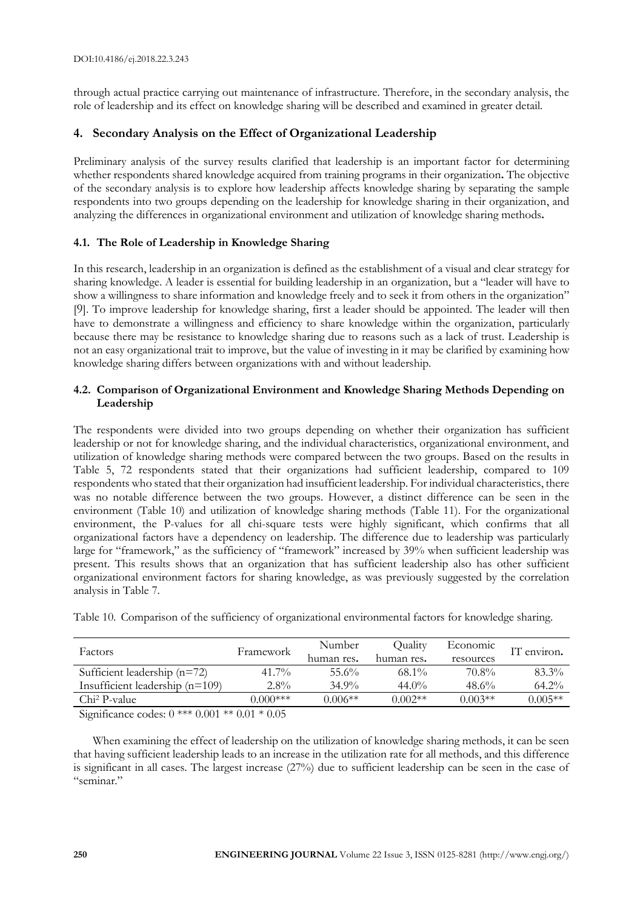through actual practice carrying out maintenance of infrastructure. Therefore, in the secondary analysis, the role of leadership and its effect on knowledge sharing will be described and examined in greater detail.

## 4. Secondary Analysis on the Effect of Organizational Leadership

Preliminary analysis of the survey results clarified that leadership is an important factor for determining whether respondents shared knowledge acquired from training programs in their organization**.** The objective of the secondary analysis is to explore how leadership affects knowledge sharing by separating the sample respondents into two groups depending on the leadership for knowledge sharing in their organization, and analyzing the differences in organizational environment and utilization of knowledge sharing methods**.**

### 4.1. The Role of Leadership in Knowledge Sharing

In this research, leadership in an organization is defined as the establishment of a visual and clear strategy for sharing knowledge. A leader is essential for building leadership in an organization, but a "leader will have to show a willingness to share information and knowledge freely and to seek it from others in the organization" [9]. To improve leadership for knowledge sharing, first a leader should be appointed. The leader will then have to demonstrate a willingness and efficiency to share knowledge within the organization, particularly because there may be resistance to knowledge sharing due to reasons such as a lack of trust. Leadership is not an easy organizational trait to improve, but the value of investing in it may be clarified by examining how knowledge sharing differs between organizations with and without leadership.

### 4.2. Comparison of Organizational Environment and Knowledge Sharing Methods Depending on Leadership

The respondents were divided into two groups depending on whether their organization has sufficient leadership or not for knowledge sharing, and the individual characteristics, organizational environment, and utilization of knowledge sharing methods were compared between the two groups. Based on the results in Table 5, 72 respondents stated that their organizations had sufficient leadership, compared to 109 respondents who stated that their organization had insufficient leadership. For individual characteristics, there was no notable difference between the two groups. However, a distinct difference can be seen in the environment (Table 10) and utilization of knowledge sharing methods (Table 11). For the organizational environment, the P-values for all chi-square tests were highly significant, which confirms that all organizational factors have a dependency on leadership. The difference due to leadership was particularly large for "framework," as the sufficiency of "framework" increased by 39% when sufficient leadership was present. This results shows that an organization that has sufficient leadership also has other sufficient organizational environment factors for sharing knowledge, as was previously suggested by the correlation analysis in Table 7.

Table 10. Comparison of the sufficiency of organizational environmental factors for knowledge sharing.

| Factors | Framework | Number human res**.** | Quality human res**.** | Economic resources | IT environ**.** |
|---|---|---|---|---|---|
| Sufficient leadership (n=72) | 41.7% | 55.6% | 68.1% | 70.8% | 83.3% |
| Insufficient leadership (n=109) | 2.8% | 34.9% | 44.0% | 48.6% | 64.2% |
| $Chi^2$ P-value | 0.000*** | 0.006** | 0.002** | 0.003** | 0.005** |

Significance codes: 0 *** 0.001 ** 0.01 * 0.05

When examining the effect of leadership on the utilization of knowledge sharing methods, it can be seen that having sufficient leadership leads to an increase in the utilization rate for all methods, and this difference is significant in all cases. The largest increase (27%) due to sufficient leadership can be seen in the case of "seminar."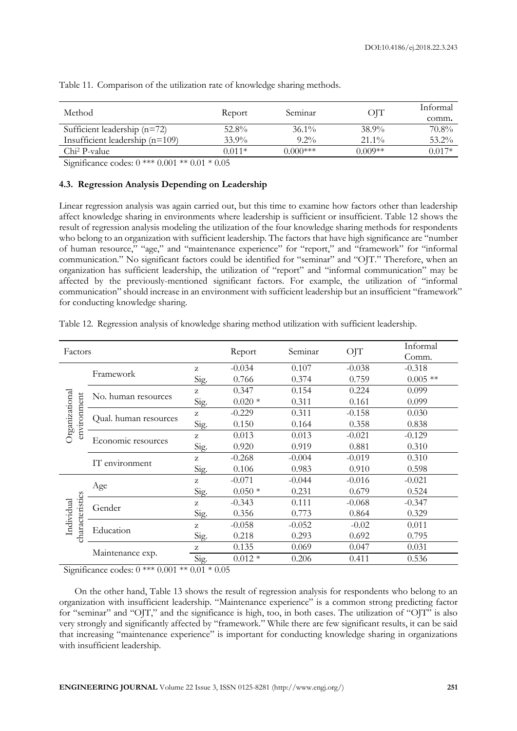Table 11. Comparison of the utilization rate of knowledge sharing methods.

| Method | Report | Seminar | OJT | Informal comm. |
|---|---|---|---|---|
| Sufficient leadership (n=72) | 52.8% | 36.1% | 38.9% | 70.8% |
| Insufficient leadership (n=109) | 33.9% | 9.2% | 21.1% | 53.2% |
| $Chi^2$ P-value | 0.011* | 0.000*** | 0.009** | 0.017* |

Significance codes: 0 *** 0.001 ** 0.01 * 0.05

### 4.3. Regression Analysis Depending on Leadership

Linear regression analysis was again carried out, but this time to examine how factors other than leadership affect knowledge sharing in environments where leadership is sufficient or insufficient. Table 12 shows the result of regression analysis modeling the utilization of the four knowledge sharing methods for respondents who belong to an organization with sufficient leadership. The factors that have high significance are "number of human resource," "age," and "maintenance experience" for "report," and "framework" for "informal communication." No significant factors could be identified for "seminar" and "OJT." Therefore, when an organization has sufficient leadership, the utilization of "report" and "informal communication" may be affected by the previously-mentioned significant factors. For example, the utilization of "informal communication" should increase in an environment with sufficient leadership but an insufficient "framework" for conducting knowledge sharing.

Table 12. Regression analysis of knowledge sharing method utilization with sufficient leadership.

| Factors | | | Report | Seminar | OJT | Informal Comm. |
|---|---|---|---|---|---|---|
| Organizational environment | Framework | z | -0.034 | 0.107 | -0.038 | -0.318 |
| | | Sig. | 0.766 | 0.374 | 0.759 | 0.005 ** |
| | No. human resources | z | 0.347 | 0.154 | 0.224 | 0.099 |
| | | Sig. | 0.020 * | 0.311 | 0.161 | 0.099 |
| | Qual. human resources | z | -0.229 | 0.311 | -0.158 | 0.030 |
| | | Sig. | 0.150 | 0.164 | 0.358 | 0.838 |
| | Economic resources | z | 0.013 | 0.013 | -0.021 | -0.129 |
| | | Sig. | 0.920 | 0.919 | 0.881 | 0.310 |
| | IT environment | z | -0.268 | -0.004 | -0.019 | 0.310 |
| | | Sig. | 0.106 | 0.983 | 0.910 | 0.598 |
| Individual characteristics | Age | z | -0.071 | -0.044 | -0.016 | -0.021 |
| | | Sig. | 0.050 * | 0.231 | 0.679 | 0.524 |
| | Gender | z | -0.343 | 0.111 | -0.068 | -0.347 |
| | | Sig. | 0.356 | 0.773 | 0.864 | 0.329 |
| | Education | z | -0.058 | -0.052 | -0.02 | 0.011 |
| | | Sig. | 0.218 | 0.293 | 0.692 | 0.795 |
| | Maintenance exp. | z | 0.135 | 0.069 | 0.047 | 0.031 |
| | | Sig. | 0.012 * | 0.206 | 0.411 | 0.536 |

Significance codes: 0 *** 0.001 ** 0.01 * 0.05

On the other hand, Table 13 shows the result of regression analysis for respondents who belong to an organization with insufficient leadership. "Maintenance experience" is a common strong predicting factor for "seminar" and "OJT," and the significance is high, too, in both cases. The utilization of "OJT" is also very strongly and significantly affected by "framework." While there are few significant results, it can be said that increasing "maintenance experience" is important for conducting knowledge sharing in organizations with insufficient leadership.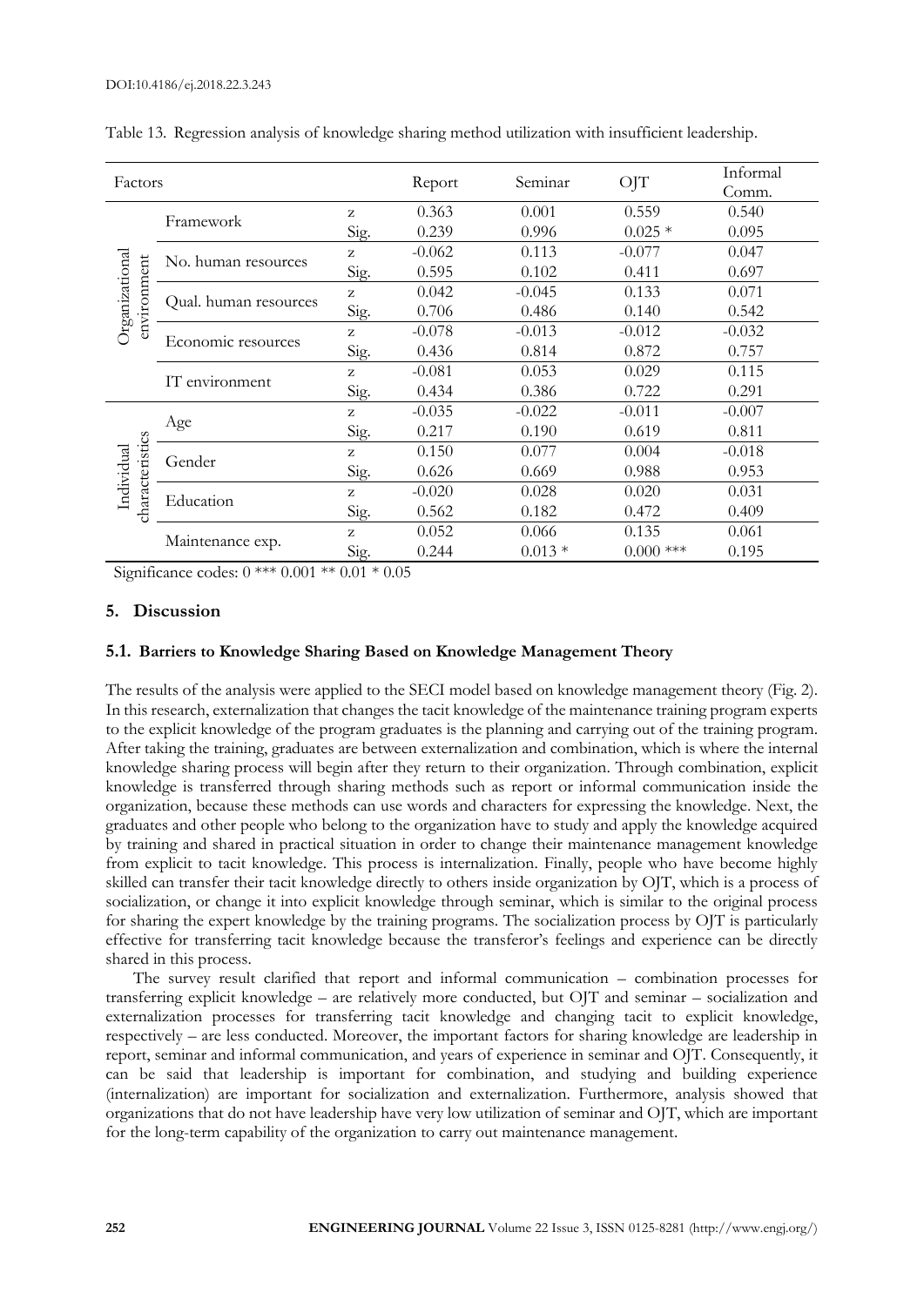Table 13. Regression analysis of knowledge sharing method utilization with insufficient leadership.

| Factors | | | Report | Seminar | OJT | Informal Comm. |
|---|---|---|---|---|---|---|
| Organizational environment | Framework | z | 0.363 | 0.001 | 0.559 | 0.540 |
| | | Sig. | 0.239 | 0.996 | 0.025 * | 0.095 |
| | No. human resources | z | -0.062 | 0.113 | -0.077 | 0.047 |
| | | Sig. | 0.595 | 0.102 | 0.411 | 0.697 |
| | Qual. human resources | z | 0.042 | -0.045 | 0.133 | 0.071 |
| | | Sig. | 0.706 | 0.486 | 0.140 | 0.542 |
| | Economic resources | z | -0.078 | -0.013 | -0.012 | -0.032 |
| | | Sig. | 0.436 | 0.814 | 0.872 | 0.757 |
| | IT environment | z | -0.081 | 0.053 | 0.029 | 0.115 |
| | | Sig. | 0.434 | 0.386 | 0.722 | 0.291 |
| Individual characteristics | Age | z | -0.035 | -0.022 | -0.011 | -0.007 |
| | | Sig. | 0.217 | 0.190 | 0.619 | 0.811 |
| | Gender | z | 0.150 | 0.077 | 0.004 | -0.018 |
| | | Sig. | 0.626 | 0.669 | 0.988 | 0.953 |
| | Education | z | -0.020 | 0.028 | 0.020 | 0.031 |
| | | Sig. | 0.562 | 0.182 | 0.472 | 0.409 |
| | Maintenance exp. | z | 0.052 | 0.066 | 0.135 | 0.061 |
| | | Sig. | 0.244 | 0.013 * | 0.000 *** | 0.195 |

Significance codes: 0 *** 0.001 ** 0.01 * 0.05

## 5. Discussion

### 5.1. Barriers to Knowledge Sharing Based on Knowledge Management Theory

The results of the analysis were applied to the SECI model based on knowledge management theory (Fig. 2). In this research, externalization that changes the tacit knowledge of the maintenance training program experts to the explicit knowledge of the program graduates is the planning and carrying out of the training program. After taking the training, graduates are between externalization and combination, which is where the internal knowledge sharing process will begin after they return to their organization. Through combination, explicit knowledge is transferred through sharing methods such as report or informal communication inside the organization, because these methods can use words and characters for expressing the knowledge. Next, the graduates and other people who belong to the organization have to study and apply the knowledge acquired by training and shared in practical situation in order to change their maintenance management knowledge from explicit to tacit knowledge. This process is internalization. Finally, people who have become highly skilled can transfer their tacit knowledge directly to others inside organization by OJT, which is a process of socialization, or change it into explicit knowledge through seminar, which is similar to the original process for sharing the expert knowledge by the training programs. The socialization process by OJT is particularly effective for transferring tacit knowledge because the transferor's feelings and experience can be directly shared in this process.

The survey result clarified that report and informal communication – combination processes for transferring explicit knowledge – are relatively more conducted, but OJT and seminar – socialization and externalization processes for transferring tacit knowledge and changing tacit to explicit knowledge, respectively – are less conducted. Moreover, the important factors for sharing knowledge are leadership in report, seminar and informal communication, and years of experience in seminar and OJT. Consequently, it can be said that leadership is important for combination, and studying and building experience (internalization) are important for socialization and externalization. Furthermore, analysis showed that organizations that do not have leadership have very low utilization of seminar and OJT, which are important for the long-term capability of the organization to carry out maintenance management.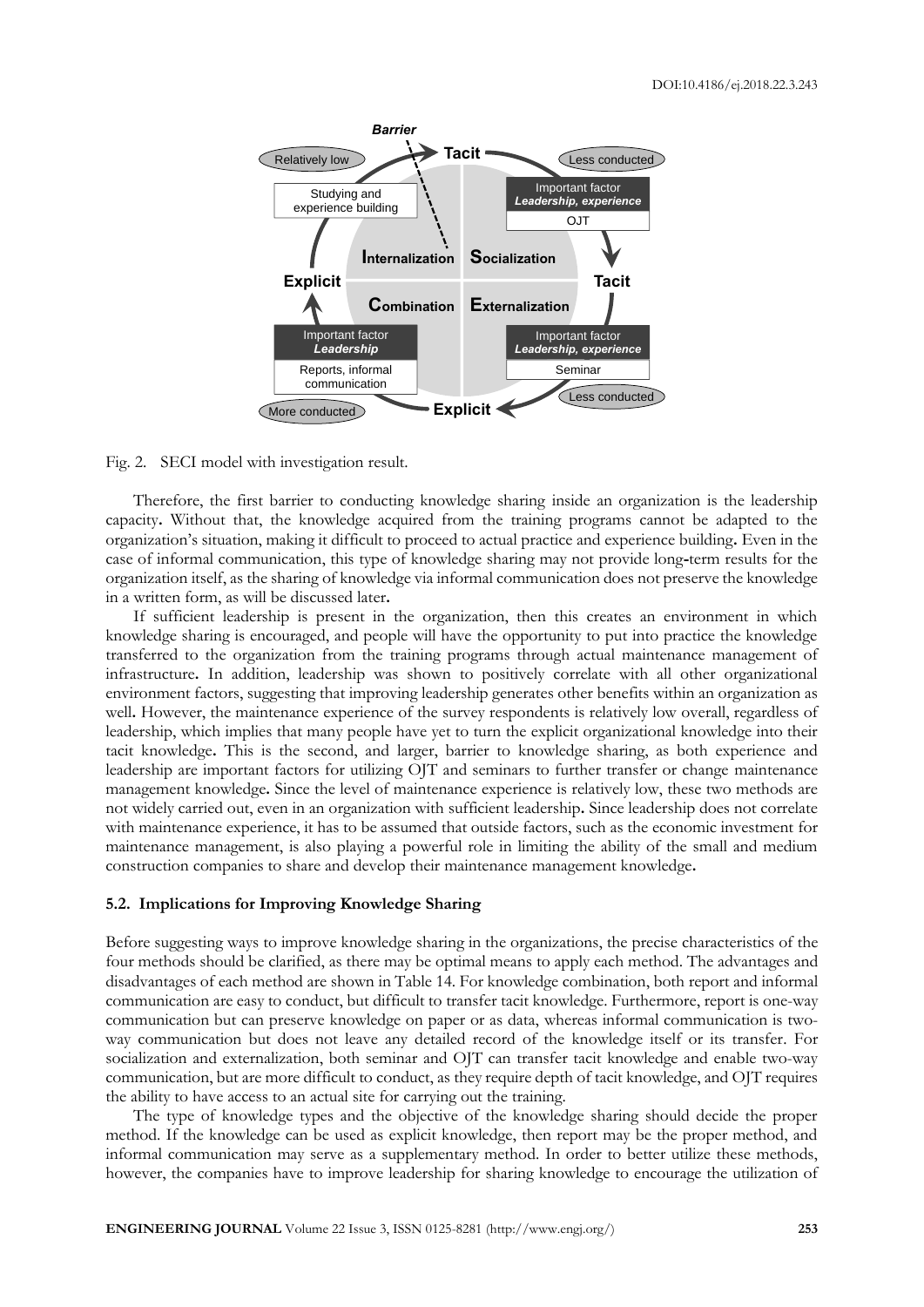Barrier

Tacit

Relatively low

Less conducted

Studying and experience building

Important factor
*Leadership, experience*

OJT

Internalization

Socialization

Explicit

Tacit

Combination

Externalization

Important factor
*Leadership*

Important factor
*Leadership, experience*

Reports, informal communication

Seminar

Less conducted

More conducted

Explicit

Fig. 2. SECI model with investigation result.

Therefore, the first barrier to conducting knowledge sharing inside an organization is the leadership capacity. Without that, the knowledge acquired from the training programs cannot be adapted to the organization's situation, making it difficult to proceed to actual practice and experience building. Even in the case of informal communication, this type of knowledge sharing may not provide long-term results for the organization itself, as the sharing of knowledge via informal communication does not preserve the knowledge in a written form, as will be discussed later.

If sufficient leadership is present in the organization, then this creates an environment in which knowledge sharing is encouraged, and people will have the opportunity to put into practice the knowledge transferred to the organization from the training programs through actual maintenance management of infrastructure. In addition, leadership was shown to positively correlate with all other organizational environment factors, suggesting that improving leadership generates other benefits within an organization as well. However, the maintenance experience of the survey respondents is relatively low overall, regardless of leadership, which implies that many people have yet to turn the explicit organizational knowledge into their tacit knowledge. This is the second, and larger, barrier to knowledge sharing, as both experience and leadership are important factors for utilizing OJT and seminars to further transfer or change maintenance management knowledge. Since the level of maintenance experience is relatively low, these two methods are not widely carried out, even in an organization with sufficient leadership. Since leadership does not correlate with maintenance experience, it has to be assumed that outside factors, such as the economic investment for maintenance management, is also playing a powerful role in limiting the ability of the small and medium construction companies to share and develop their maintenance management knowledge.

### 5.2. Implications for Improving Knowledge Sharing

Before suggesting ways to improve knowledge sharing in the organizations, the precise characteristics of the four methods should be clarified, as there may be optimal means to apply each method. The advantages and disadvantages of each method are shown in Table 14. For knowledge combination, both report and informal communication are easy to conduct, but difficult to transfer tacit knowledge. Furthermore, report is one-way communication but can preserve knowledge on paper or as data, whereas informal communication is two-way communication but does not leave any detailed record of the knowledge itself or its transfer. For socialization and externalization, both seminar and OJT can transfer tacit knowledge and enable two-way communication, but are more difficult to conduct, as they require depth of tacit knowledge, and OJT requires the ability to have access to an actual site for carrying out the training.

The type of knowledge types and the objective of the knowledge sharing should decide the proper method. If the knowledge can be used as explicit knowledge, then report may be the proper method, and informal communication may serve as a supplementary method. In order to better utilize these methods, however, the companies have to improve leadership for sharing knowledge to encourage the utilization of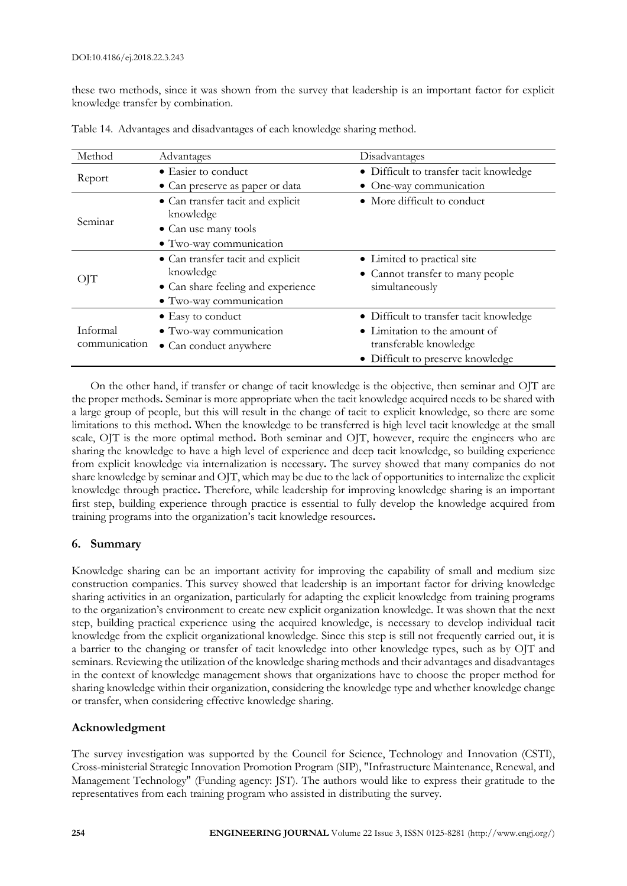these two methods, since it was shown from the survey that leadership is an important factor for explicit knowledge transfer by combination.

Table 14. Advantages and disadvantages of each knowledge sharing method.

| Method | Advantages | Disadvantages |
|---|---|---|
| Report | • Easier to conduct<br>• Can preserve as paper or data | • Difficult to transfer tacit knowledge<br>• One-way communication |
| Seminar | • Can transfer tacit and explicit knowledge<br>• Can use many tools<br>• Two-way communication | • More difficult to conduct |
| OJT | • Can transfer tacit and explicit knowledge<br>• Can share feeling and experience<br>• Two-way communication | • Limited to practical site<br>• Cannot transfer to many people simultaneously |
| Informal communication | • Easy to conduct<br>• Two-way communication<br>• Can conduct anywhere | • Difficult to transfer tacit knowledge<br>• Limitation to the amount of transferable knowledge<br>• Difficult to preserve knowledge |

On the other hand, if transfer or change of tacit knowledge is the objective, then seminar and OJT are the proper methods. Seminar is more appropriate when the tacit knowledge acquired needs to be shared with a large group of people, but this will result in the change of tacit to explicit knowledge, so there are some limitations to this method. When the knowledge to be transferred is high level tacit knowledge at the small scale, OJT is the more optimal method. Both seminar and OJT, however, require the engineers who are sharing the knowledge to have a high level of experience and deep tacit knowledge, so building experience from explicit knowledge via internalization is necessary. The survey showed that many companies do not share knowledge by seminar and OJT, which may be due to the lack of opportunities to internalize the explicit knowledge through practice. Therefore, while leadership for improving knowledge sharing is an important first step, building experience through practice is essential to fully develop the knowledge acquired from training programs into the organization's tacit knowledge resources.

## 6. Summary

Knowledge sharing can be an important activity for improving the capability of small and medium size construction companies. This survey showed that leadership is an important factor for driving knowledge sharing activities in an organization, particularly for adapting the explicit knowledge from training programs to the organization's environment to create new explicit organization knowledge. It was shown that the next step, building practical experience using the acquired knowledge, is necessary to develop individual tacit knowledge from the explicit organizational knowledge. Since this step is still not frequently carried out, it is a barrier to the changing or transfer of tacit knowledge into other knowledge types, such as by OJT and seminars. Reviewing the utilization of the knowledge sharing methods and their advantages and disadvantages in the context of knowledge management shows that organizations have to choose the proper method for sharing knowledge within their organization, considering the knowledge type and whether knowledge change or transfer, when considering effective knowledge sharing.

## Acknowledgment

The survey investigation was supported by the Council for Science, Technology and Innovation (CSTI), Cross-ministerial Strategic Innovation Promotion Program (SIP), "Infrastructure Maintenance, Renewal, and Management Technology" (Funding agency: JST). The authors would like to express their gratitude to the representatives from each training program who assisted in distributing the survey.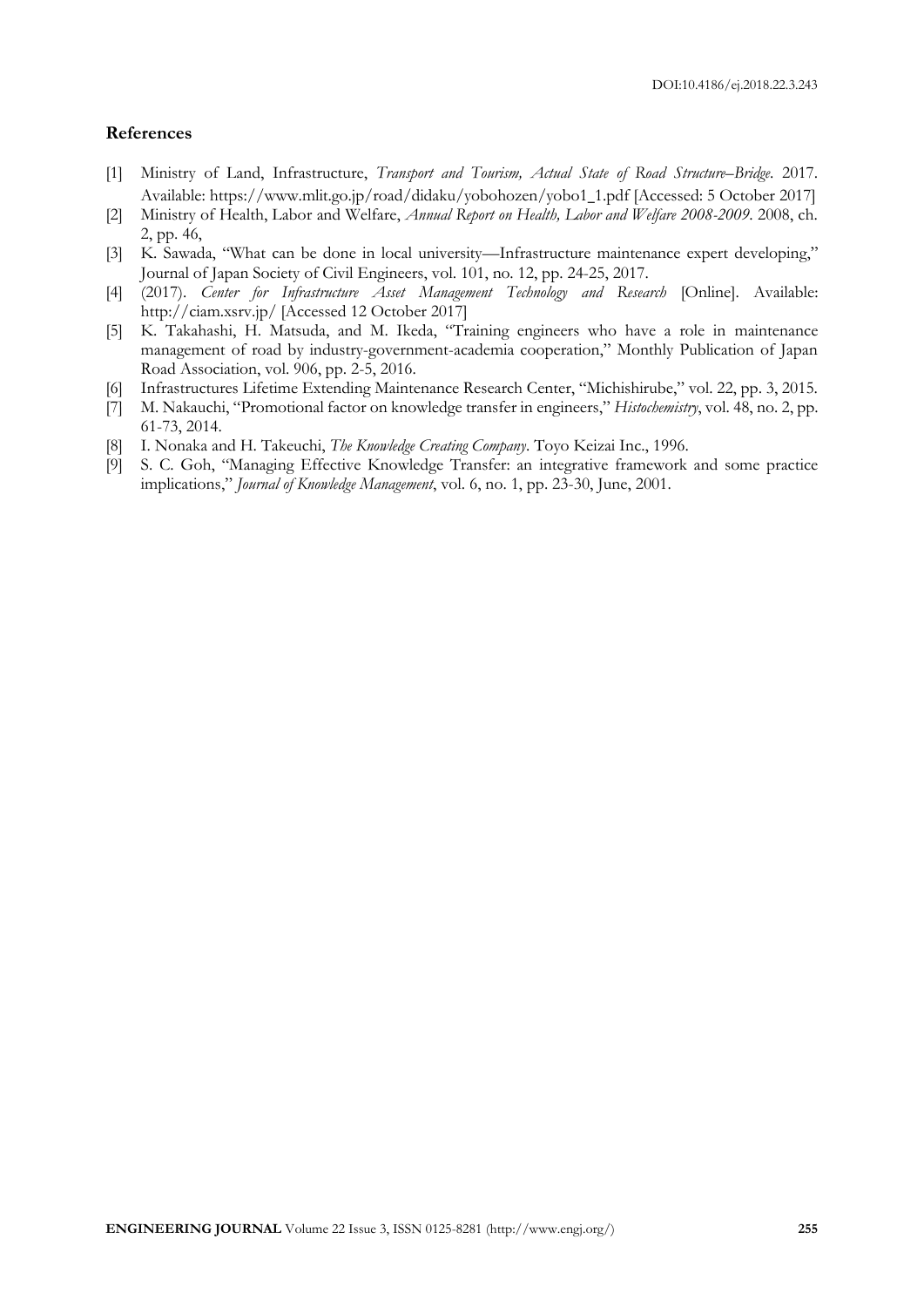## References

[1] Ministry of Land, Infrastructure, *Transport and Tourism, Actual State of Road Structure–Bridge*. 2017. Available: https://www.mlit.go.jp/road/didaku/yobohozen/yobo1_1.pdf [Accessed: 5 October 2017]

[2] Ministry of Health, Labor and Welfare, *Annual Report on Health, Labor and Welfare 2008-2009*. 2008, ch. 2, pp. 46,

[3] K. Sawada, "What can be done in local university—Infrastructure maintenance expert developing," Journal of Japan Society of Civil Engineers, vol. 101, no. 12, pp. 24-25, 2017.

[4] (2017). *Center for Infrastructure Asset Management Technology and Research* [Online]. Available: http://ciam.xsrv.jp/ [Accessed 12 October 2017]

[5] K. Takahashi, H. Matsuda, and M. Ikeda, "Training engineers who have a role in maintenance management of road by industry-government-academia cooperation," Monthly Publication of Japan Road Association, vol. 906, pp. 2-5, 2016.

[6] Infrastructures Lifetime Extending Maintenance Research Center, "Michishirube," vol. 22, pp. 3, 2015.

[7] M. Nakauchi, "Promotional factor on knowledge transfer in engineers," *Histochemistry*, vol. 48, no. 2, pp. 61-73, 2014.

[8] I. Nonaka and H. Takeuchi, *The Knowledge Creating Company*. Toyo Keizai Inc., 1996.

[9] S. C. Goh, "Managing Effective Knowledge Transfer: an integrative framework and some practice implications," *Journal of Knowledge Management*, vol. 6, no. 1, pp. 23-30, June, 2001.